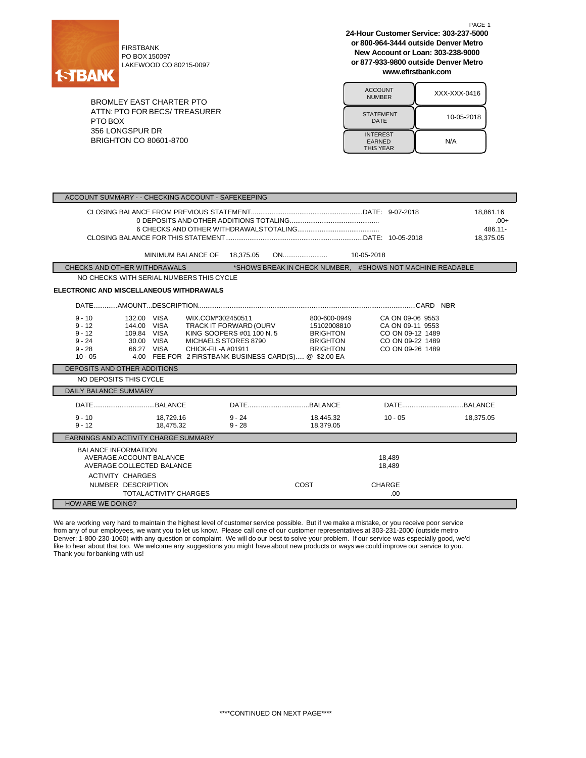FIRSTBANK
PO BOX 150097
LAKEWOOD CO 80215-0097

**24-Hour Customer Service: 303-237-5000**
**or 800-964-3444 outside Denver Metro**
**New Account or Loan: 303-238-9000**
**or 877-933-9800 outside Denver Metro**
**www.efirstbank.com**

BROMLEY EAST CHARTER PTO
ATTN: PTO FOR BECS/ TREASURER
PTO BOX
356 LONGSPUR DR
BRIGHTON CO 80601-8700

| | |
|---|---|
| ACCOUNT NUMBER | XXX-XXX-0416 |
| STATEMENT DATE | 10-05-2018 |
| INTEREST EARNED THIS YEAR | N/A |

## ACCOUNT SUMMARY - - CHECKING ACCOUNT - SAFEKEEPING

| | | |
|---|---|---|
| CLOSING BALANCE FROM PREVIOUS STATEMENT | DATE: 9-07-2018 | 18,861.16 |
| 0 DEPOSITS AND OTHER ADDITIONS TOTALING | | .00+ |
| 6 CHECKS AND OTHER WITHDRAWALS TOTALING | | 486.11- |
| CLOSING BALANCE FOR THIS STATEMENT | DATE: 10-05-2018 | 18,375.05 |

MINIMUM BALANCE OF 18,375.05 ON 10-05-2018

## CHECKS AND OTHER WITHDRAWALS

*SHOWS BREAK IN CHECK NUMBER, #SHOWS NOT MACHINE READABLE

NO CHECKS WITH SERIAL NUMBERS THIS CYCLE

**ELECTRONIC AND MISCELLANEOUS WITHDRAWALS**

| DATE | AMOUNT | DESCRIPTION | | | CARD NBR |
|---|---|---|---|---|---|
| 9 - 10 | 132.00 | VISA | WIX.COM*302450511 | 800-600-0949 | CA ON 09-06 9553 |
| 9 - 12 | 144.00 | VISA | TRACK IT FORWARD (OURV | 15102008810 | CA ON 09-11 9553 |
| 9 - 12 | 109.84 | VISA | KING SOOPERS #01 100 N. 5 | BRIGHTON | CO ON 09-12 1489 |
| 9 - 24 | 30.00 | VISA | MICHAELS STORES 8790 | BRIGHTON | CO ON 09-22 1489 |
| 9 - 28 | 66.27 | VISA | CHICK-FIL-A #01911 | BRIGHTON | CO ON 09-26 1489 |
| 10 - 05 | 4.00 | FEE FOR | 2 FIRSTBANK BUSINESS CARD(S)..... @ $2.00 EA | | |

## DEPOSITS AND OTHER ADDITIONS

NO DEPOSITS THIS CYCLE

## DAILY BALANCE SUMMARY

| DATE | BALANCE | DATE | BALANCE | DATE | BALANCE |
|---|---|---|---|---|---|
| 9 - 10 | 18,729.16 | 9 - 24 | 18,445.32 | 10 - 05 | 18,375.05 |
| 9 - 12 | 18,475.32 | 9 - 28 | 18,379.05 | | |

## EARNINGS AND ACTIVITY CHARGE SUMMARY

BALANCE INFORMATION

| | |
|---|---|
| AVERAGE ACCOUNT BALANCE | 18,489 |
| AVERAGE COLLECTED BALANCE | 18,489 |

ACTIVITY CHARGES

| NUMBER DESCRIPTION | COST | CHARGE |
|---|---|---|
| TOTAL ACTIVITY CHARGES | | .00 |

## HOW ARE WE DOING?

We are working very hard to maintain the highest level of customer service possible. But if we make a mistake, or you receive poor service from any of our employees, we want you to let us know. Please call one of our customer representatives at 303-231-2000 (outside metro Denver: 1-800-230-1060) with any question or complaint. We will do our best to solve your problem. If our service was especially good, we'd like to hear about that too. We welcome any suggestions you might have about new products or ways we could improve our service to you. Thank you for banking with us!

****CONTINUED ON NEXT PAGE****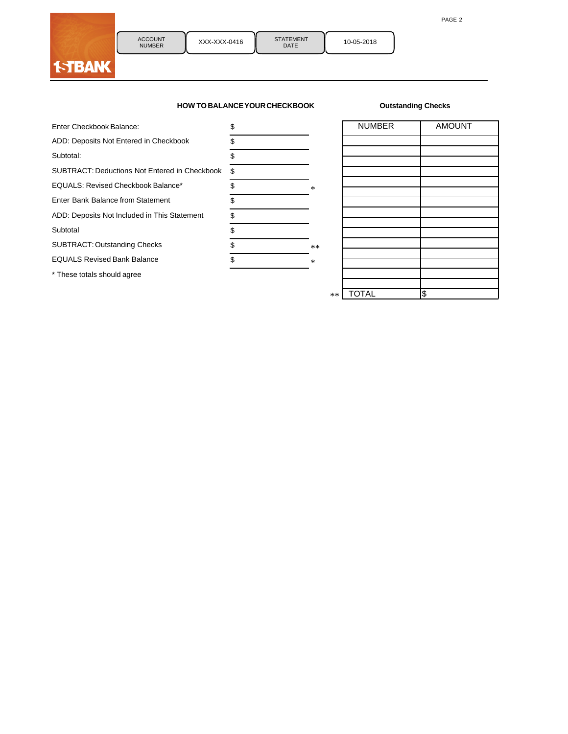1STBANK

| ACCOUNT NUMBER | XXX-XXX-0416 | STATEMENT DATE | 10-05-2018 |
|---|---|---|---|

### HOW TO BALANCE YOUR CHECKBOOK

| | | |
|---|---|---|
| Enter Checkbook Balance: | $ | |
| ADD: Deposits Not Entered in Checkbook | $ | |
| Subtotal: | $ | |
| SUBTRACT: Deductions Not Entered in Checkbook | $ | |
| EQUALS: Revised Checkbook Balance* | $ | * |
| Enter Bank Balance from Statement | $ | |
| ADD: Deposits Not Included in This Statement | $ | |
| Subtotal | $ | |
| SUBTRACT: Outstanding Checks | $ | ** |
| EQUALS Revised Bank Balance | $ | * |

* These totals should agree

### Outstanding Checks

| NUMBER | AMOUNT |
|---|---|
| | |
| | |
| | |
| | |
| | |
| | |
| | |
| | |
| | |
| | |
| | |
| | |
| | |
| | |
| | |
| ** TOTAL | $ |